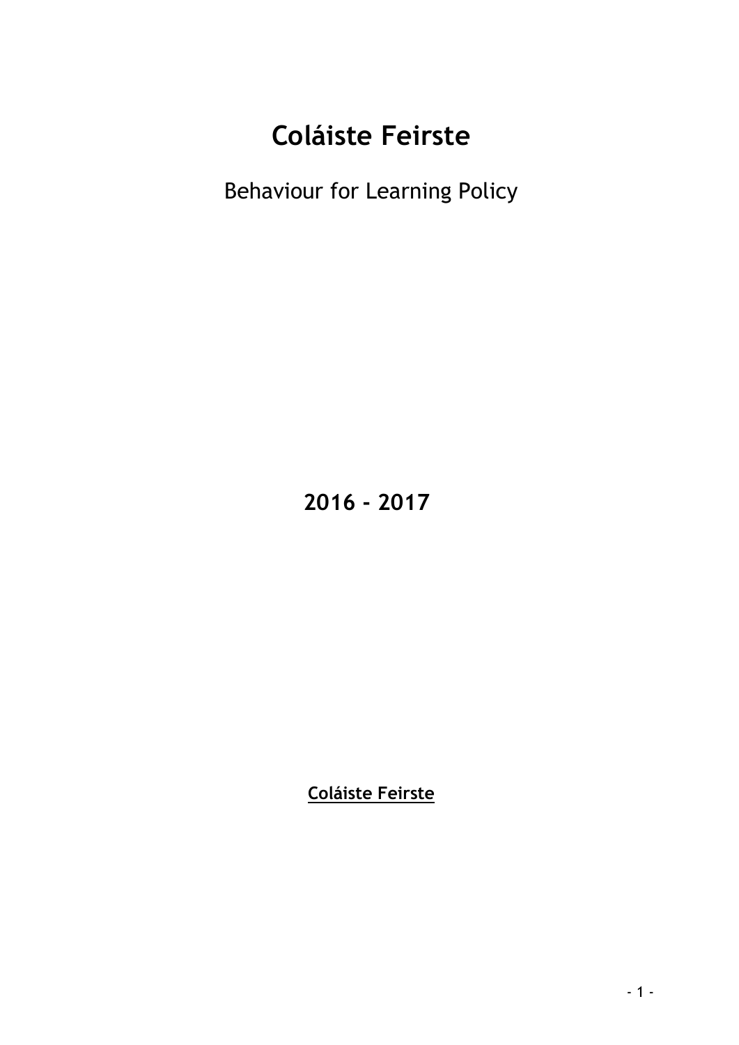# Coláiste Feirste

Behaviour for Learning Policy

**2016 - 2017**

**Coláiste Feirste**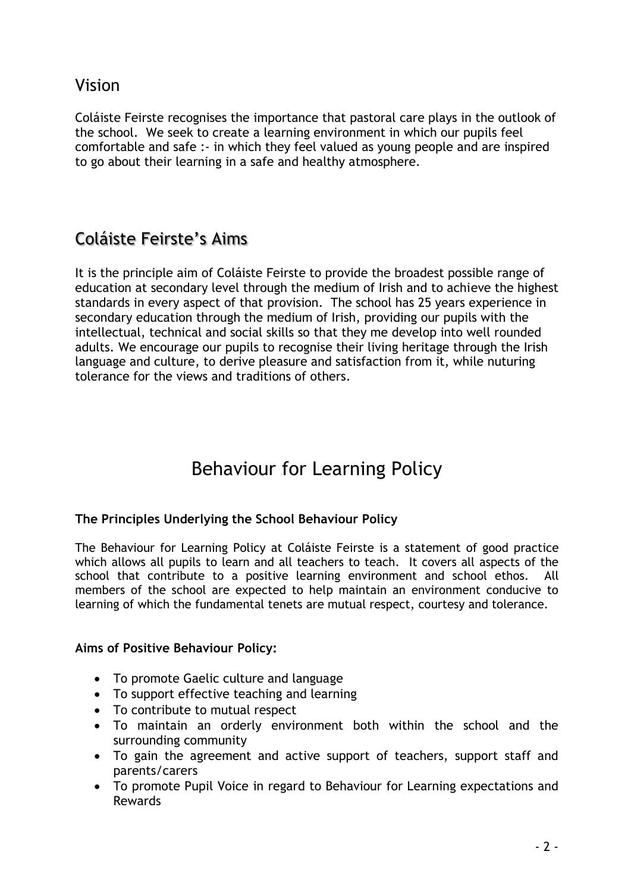## Vision

Coláiste Feirste recognises the importance that pastoral care plays in the outlook of the school. We seek to create a learning environment in which our pupils feel comfortable and safe :- in which they feel valued as young people and are inspired to go about their learning in a safe and healthy atmosphere.

## Coláiste Feirste's Aims

It is the principle aim of Coláiste Feirste to provide the broadest possible range of education at secondary level through the medium of Irish and to achieve the highest standards in every aspect of that provision. The school has 25 years experience in secondary education through the medium of Irish, providing our pupils with the intellectual, technical and social skills so that they me develop into well rounded adults. We encourage our pupils to recognise their living heritage through the Irish language and culture, to derive pleasure and satisfaction from it, while nuturing tolerance for the views and traditions of others.

# Behaviour for Learning Policy

**The Principles Underlying the School Behaviour Policy**

The Behaviour for Learning Policy at Coláiste Feirste is a statement of good practice which allows all pupils to learn and all teachers to teach. It covers all aspects of the school that contribute to a positive learning environment and school ethos. All members of the school are expected to help maintain an environment conducive to learning of which the fundamental tenets are mutual respect, courtesy and tolerance.

**Aims of Positive Behaviour Policy:**

- To promote Gaelic culture and language
- To support effective teaching and learning
- To contribute to mutual respect
- To maintain an orderly environment both within the school and the surrounding community
- To gain the agreement and active support of teachers, support staff and parents/carers
- To promote Pupil Voice in regard to Behaviour for Learning expectations and Rewards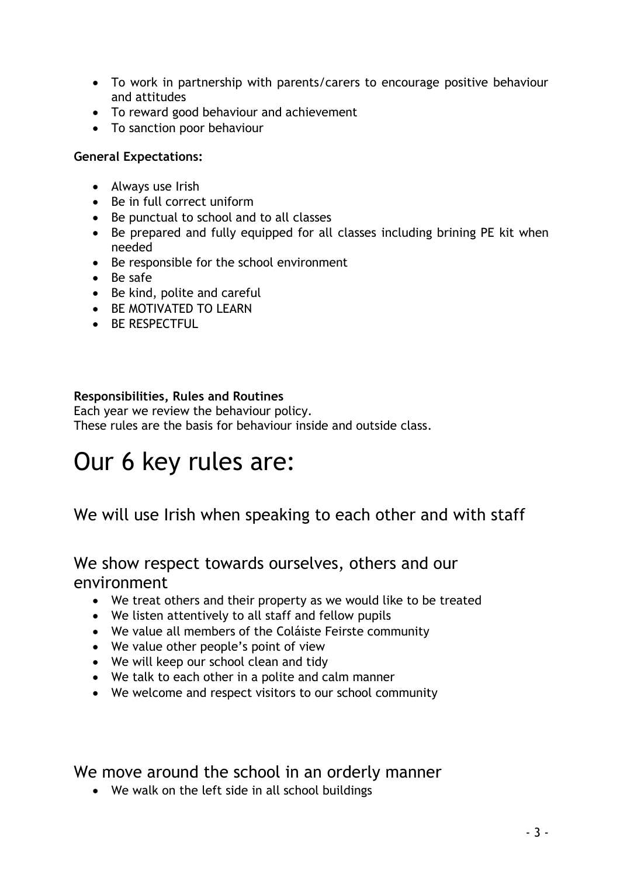- To work in partnership with parents/carers to encourage positive behaviour and attitudes
- To reward good behaviour and achievement
- To sanction poor behaviour

**General Expectations:**

- Always use Irish
- Be in full correct uniform
- Be punctual to school and to all classes
- Be prepared and fully equipped for all classes including brining PE kit when needed
- Be responsible for the school environment
- Be safe
- Be kind, polite and careful
- BE MOTIVATED TO LEARN
- BE RESPECTFUL

**Responsibilities, Rules and Routines**
Each year we review the behaviour policy.
These rules are the basis for behaviour inside and outside class.

# Our 6 key rules are:

## We will use Irish when speaking to each other and with staff

## We show respect towards ourselves, others and our environment

- We treat others and their property as we would like to be treated
- We listen attentively to all staff and fellow pupils
- We value all members of the Coláiste Feirste community
- We value other people's point of view
- We will keep our school clean and tidy
- We talk to each other in a polite and calm manner
- We welcome and respect visitors to our school community

## We move around the school in an orderly manner

- We walk on the left side in all school buildings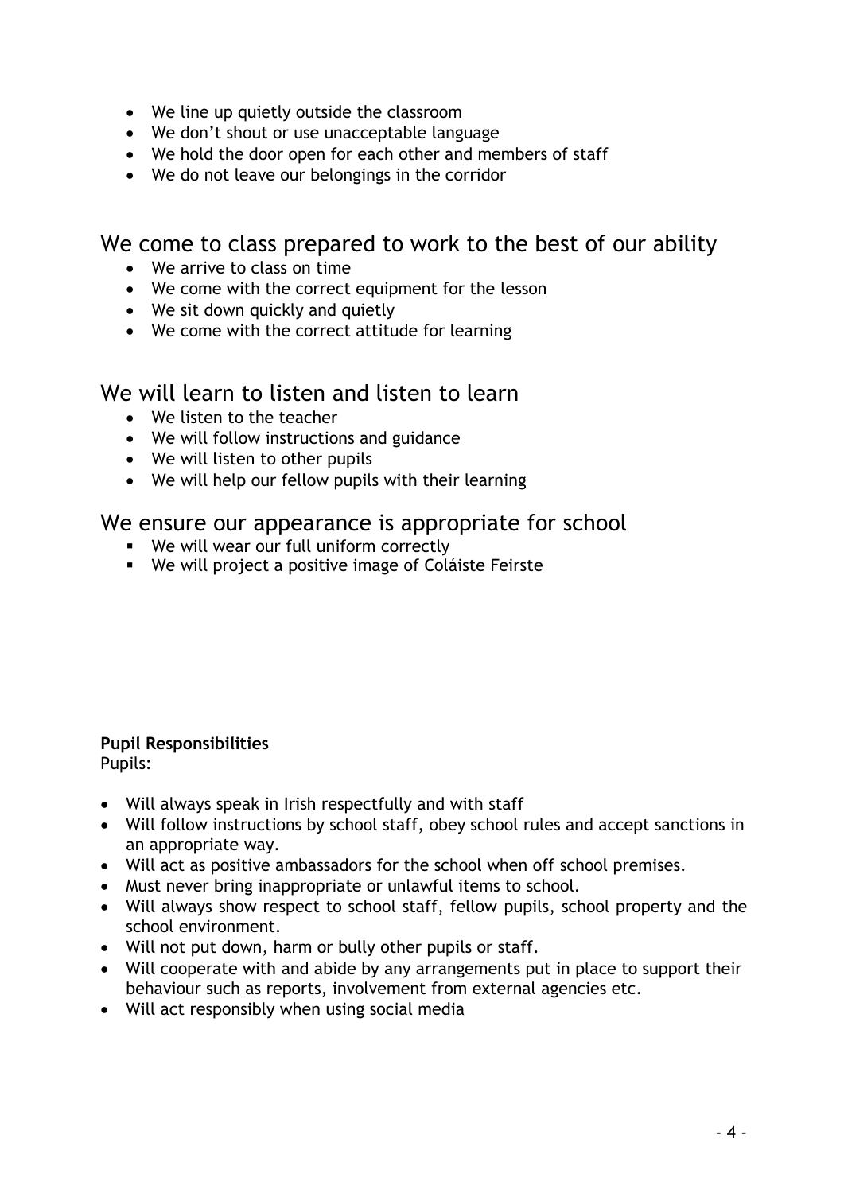- We line up quietly outside the classroom
- We don't shout or use unacceptable language
- We hold the door open for each other and members of staff
- We do not leave our belongings in the corridor

## We come to class prepared to work to the best of our ability

- We arrive to class on time
- We come with the correct equipment for the lesson
- We sit down quickly and quietly
- We come with the correct attitude for learning

## We will learn to listen and listen to learn

- We listen to the teacher
- We will follow instructions and guidance
- We will listen to other pupils
- We will help our fellow pupils with their learning

## We ensure our appearance is appropriate for school

- We will wear our full uniform correctly
- We will project a positive image of Coláiste Feirste

**Pupil Responsibilities**

Pupils:

- Will always speak in Irish respectfully and with staff
- Will follow instructions by school staff, obey school rules and accept sanctions in an appropriate way.
- Will act as positive ambassadors for the school when off school premises.
- Must never bring inappropriate or unlawful items to school.
- Will always show respect to school staff, fellow pupils, school property and the school environment.
- Will not put down, harm or bully other pupils or staff.
- Will cooperate with and abide by any arrangements put in place to support their behaviour such as reports, involvement from external agencies etc.
- Will act responsibly when using social media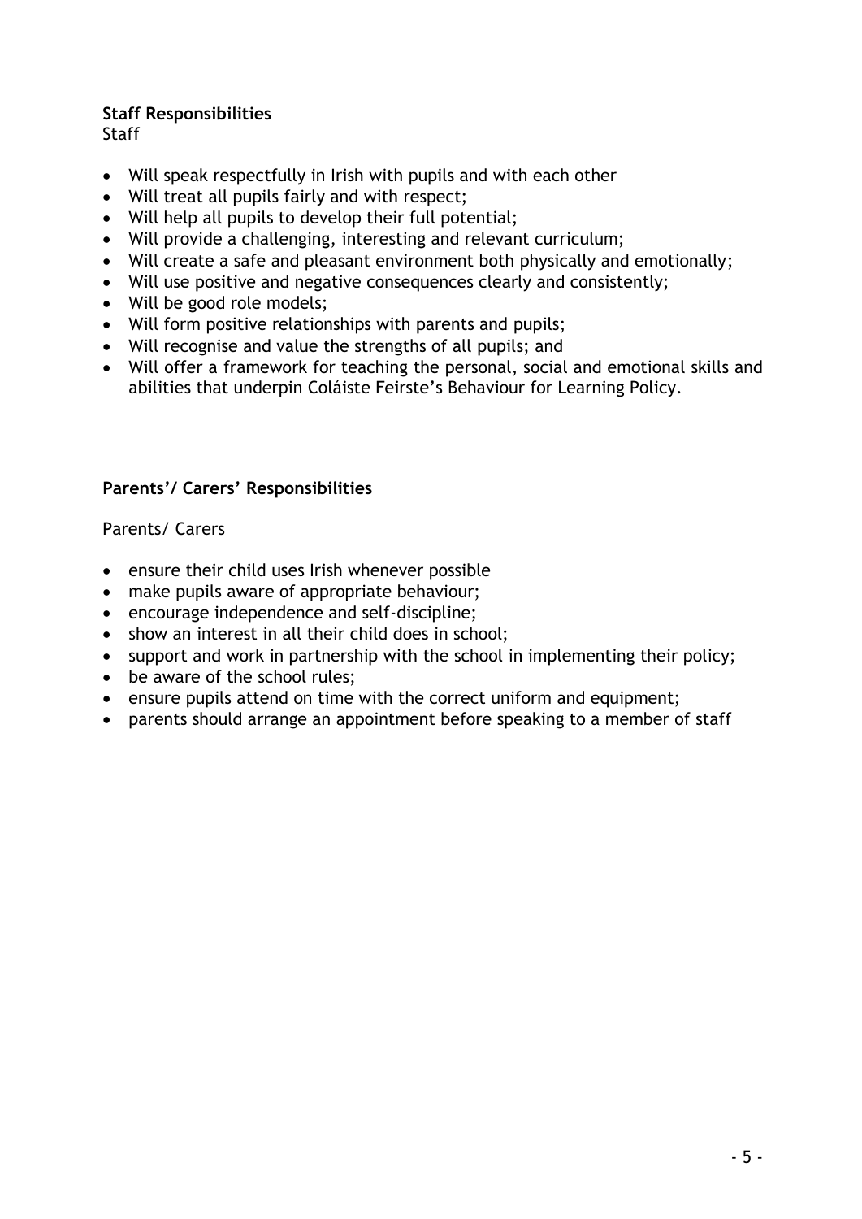**Staff Responsibilities**

Staff

- Will speak respectfully in Irish with pupils and with each other
- Will treat all pupils fairly and with respect;
- Will help all pupils to develop their full potential;
- Will provide a challenging, interesting and relevant curriculum;
- Will create a safe and pleasant environment both physically and emotionally;
- Will use positive and negative consequences clearly and consistently;
- Will be good role models;
- Will form positive relationships with parents and pupils;
- Will recognise and value the strengths of all pupils; and
- Will offer a framework for teaching the personal, social and emotional skills and abilities that underpin Coláiste Feirste's Behaviour for Learning Policy.

**Parents'/ Carers' Responsibilities**

Parents/ Carers

- ensure their child uses Irish whenever possible
- make pupils aware of appropriate behaviour;
- encourage independence and self-discipline;
- show an interest in all their child does in school;
- support and work in partnership with the school in implementing their policy;
- be aware of the school rules;
- ensure pupils attend on time with the correct uniform and equipment;
- parents should arrange an appointment before speaking to a member of staff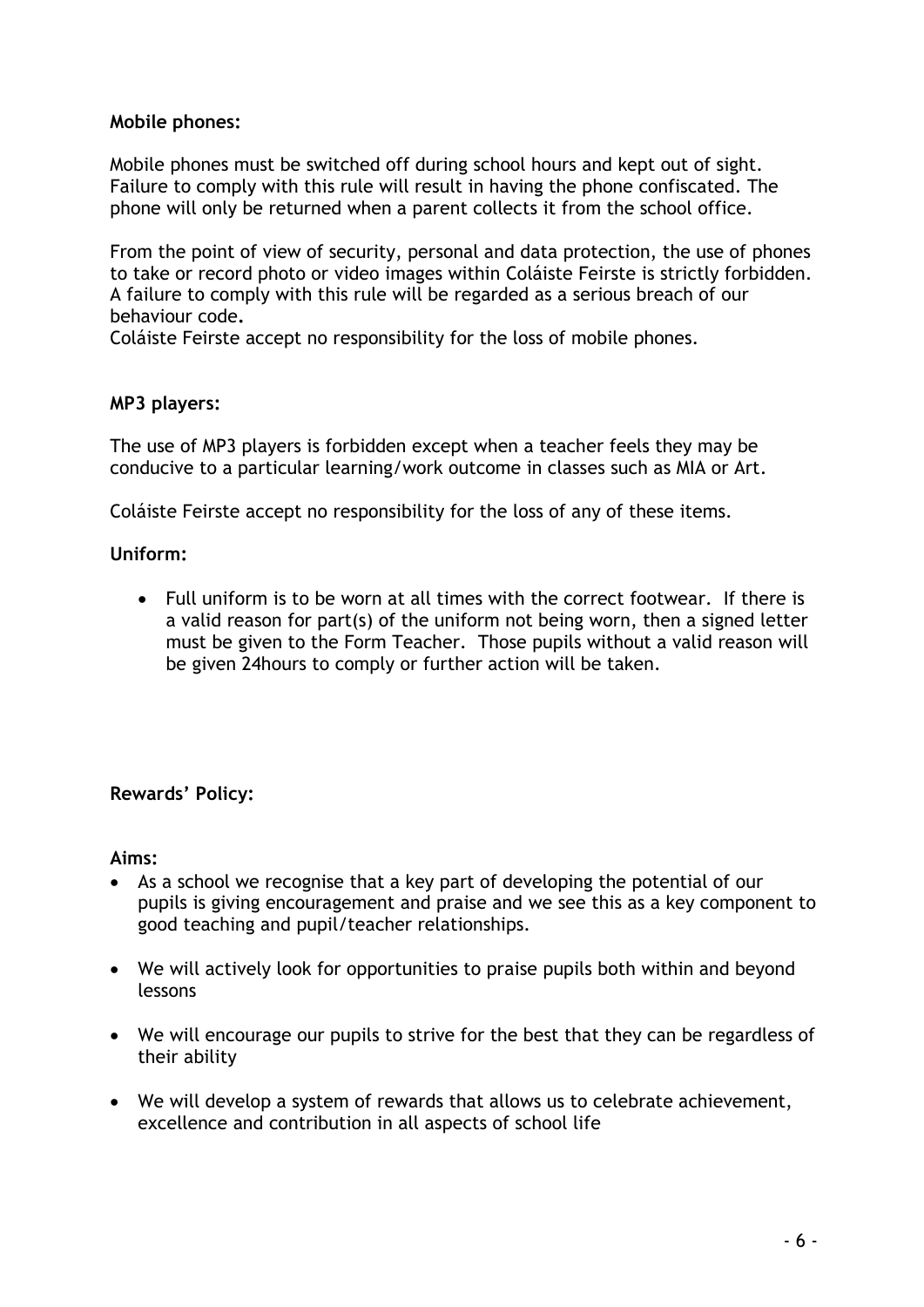**Mobile phones:**

Mobile phones must be switched off during school hours and kept out of sight. Failure to comply with this rule will result in having the phone confiscated. The phone will only be returned when a parent collects it from the school office.

From the point of view of security, personal and data protection, the use of phones to take or record photo or video images within Coláiste Feirste is strictly forbidden. A failure to comply with this rule will be regarded as a serious breach of our behaviour code**.**
Coláiste Feirste accept no responsibility for the loss of mobile phones.

**MP3 players:**

The use of MP3 players is forbidden except when a teacher feels they may be conducive to a particular learning/work outcome in classes such as MIA or Art.

Coláiste Feirste accept no responsibility for the loss of any of these items.

**Uniform:**

- Full uniform is to be worn at all times with the correct footwear. If there is a valid reason for part(s) of the uniform not being worn, then a signed letter must be given to the Form Teacher. Those pupils without a valid reason will be given 24hours to comply or further action will be taken.

**Rewards' Policy:**

**Aims:**

- As a school we recognise that a key part of developing the potential of our pupils is giving encouragement and praise and we see this as a key component to good teaching and pupil/teacher relationships.
- We will actively look for opportunities to praise pupils both within and beyond lessons
- We will encourage our pupils to strive for the best that they can be regardless of their ability
- We will develop a system of rewards that allows us to celebrate achievement, excellence and contribution in all aspects of school life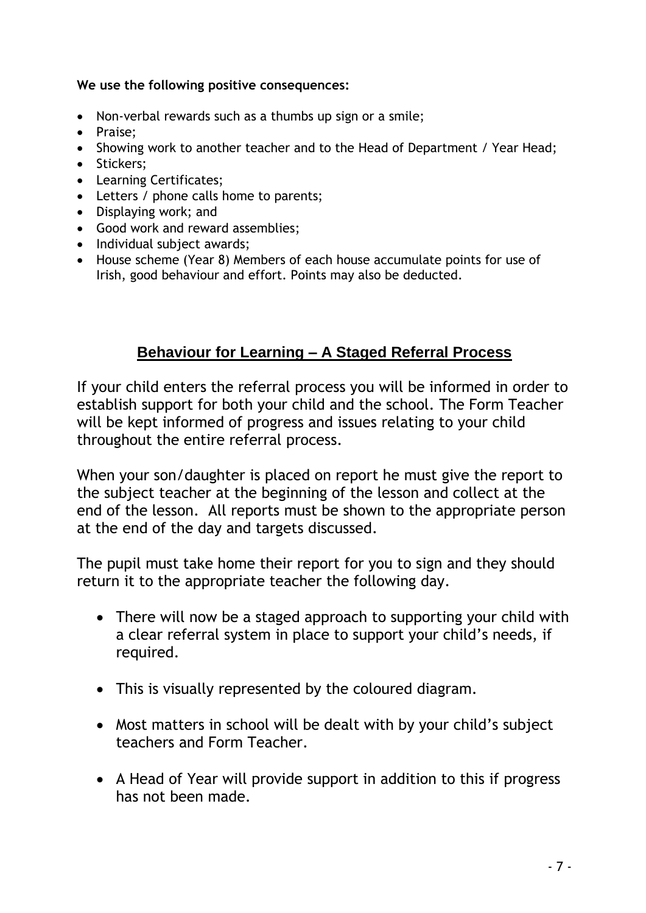**We use the following positive consequences:**

- Non-verbal rewards such as a thumbs up sign or a smile;
- Praise;
- Showing work to another teacher and to the Head of Department / Year Head;
- Stickers;
- Learning Certificates;
- Letters / phone calls home to parents;
- Displaying work; and
- Good work and reward assemblies;
- Individual subject awards;
- House scheme (Year 8) Members of each house accumulate points for use of Irish, good behaviour and effort. Points may also be deducted.

## Behaviour for Learning – A Staged Referral Process

If your child enters the referral process you will be informed in order to establish support for both your child and the school. The Form Teacher will be kept informed of progress and issues relating to your child throughout the entire referral process.

When your son/daughter is placed on report he must give the report to the subject teacher at the beginning of the lesson and collect at the end of the lesson. All reports must be shown to the appropriate person at the end of the day and targets discussed.

The pupil must take home their report for you to sign and they should return it to the appropriate teacher the following day.

- There will now be a staged approach to supporting your child with a clear referral system in place to support your child's needs, if required.
- This is visually represented by the coloured diagram.
- Most matters in school will be dealt with by your child's subject teachers and Form Teacher.
- A Head of Year will provide support in addition to this if progress has not been made.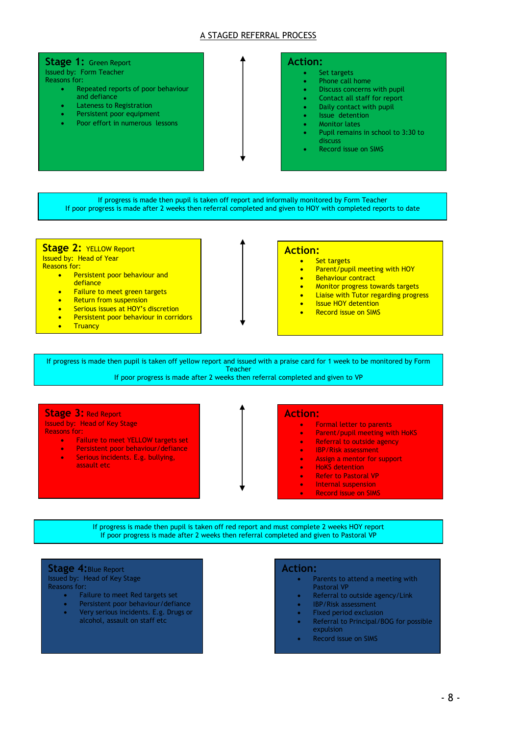# A STAGED REFERRAL PROCESS

## Stage 1: Green Report

Issued by: Form Teacher

Reasons for:

- Repeated reports of poor behaviour and defiance
- Lateness to Registration
- Persistent poor equipment
- Poor effort in numerous lessons

### Action:

- Set targets
- Phone call home
- Discuss concerns with pupil
- Contact all staff for report
- Daily contact with pupil
- Issue detention
- Monitor lates
- Pupil remains in school to 3:30 to discuss
- Record issue on SIMS

If progress is made then pupil is taken off report and informally monitored by Form Teacher
If poor progress is made after 2 weeks then referral completed and given to HOY with completed reports to date

## Stage 2: YELLOW Report

Issued by: Head of Year

Reasons for:

- Persistent poor behaviour and defiance
- Failure to meet green targets
- Return from suspension
- Serious issues at HOY's discretion
- Persistent poor behaviour in corridors
- Truancy

### Action:

- Set targets
- Parent/pupil meeting with HOY
- Behaviour contract
- Monitor progress towards targets
- Liaise with Tutor regarding progress
- Issue HOY detention
- Record issue on SIMS

If progress is made then pupil is taken off yellow report and issued with a praise card for 1 week to be monitored by Form Teacher
If poor progress is made after 2 weeks then referral completed and given to VP

## Stage 3: Red Report

Issued by: Head of Key Stage

Reasons for:

- Failure to meet YELLOW targets set
- Persistent poor behaviour/defiance
- Serious incidents. E.g. bullying, assault etc

### Action:

- Formal letter to parents
- Parent/pupil meeting with HoKS
- Referral to outside agency
- IBP/Risk assessment
- Assign a mentor for support
- HoKS detention
- Refer to Pastoral VP
- Internal suspension
- Record issue on SIMS

If progress is made then pupil is taken off red report and must complete 2 weeks HOY report
If poor progress is made after 2 weeks then referral completed and given to Pastoral VP

## Stage 4: Blue Report

Issued by: Head of Key Stage

Reasons for:

- Failure to meet Red targets set
- Persistent poor behaviour/defiance
- Very serious incidents. E.g. Drugs or alcohol, assault on staff etc

### Action:

- Parents to attend a meeting with Pastoral VP
- Referral to outside agency/Link
- IBP/Risk assessment
- Fixed period exclusion
- Referral to Principal/BOG for possible expulsion
- Record issue on SIMS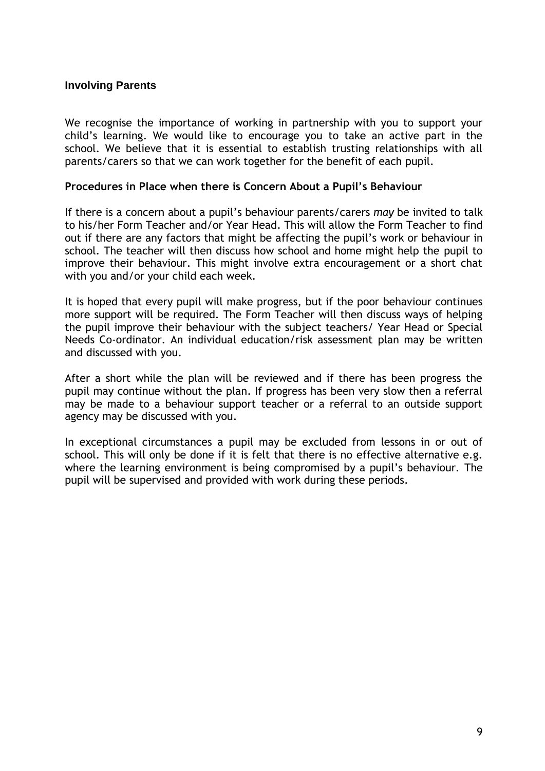## Involving Parents

We recognise the importance of working in partnership with you to support your child's learning. We would like to encourage you to take an active part in the school. We believe that it is essential to establish trusting relationships with all parents/carers so that we can work together for the benefit of each pupil.

### Procedures in Place when there is Concern About a Pupil's Behaviour

If there is a concern about a pupil's behaviour parents/carers *may* be invited to talk to his/her Form Teacher and/or Year Head. This will allow the Form Teacher to find out if there are any factors that might be affecting the pupil's work or behaviour in school. The teacher will then discuss how school and home might help the pupil to improve their behaviour. This might involve extra encouragement or a short chat with you and/or your child each week.

It is hoped that every pupil will make progress, but if the poor behaviour continues more support will be required. The Form Teacher will then discuss ways of helping the pupil improve their behaviour with the subject teachers/ Year Head or Special Needs Co-ordinator. An individual education/risk assessment plan may be written and discussed with you.

After a short while the plan will be reviewed and if there has been progress the pupil may continue without the plan. If progress has been very slow then a referral may be made to a behaviour support teacher or a referral to an outside support agency may be discussed with you.

In exceptional circumstances a pupil may be excluded from lessons in or out of school. This will only be done if it is felt that there is no effective alternative e.g. where the learning environment is being compromised by a pupil's behaviour. The pupil will be supervised and provided with work during these periods.